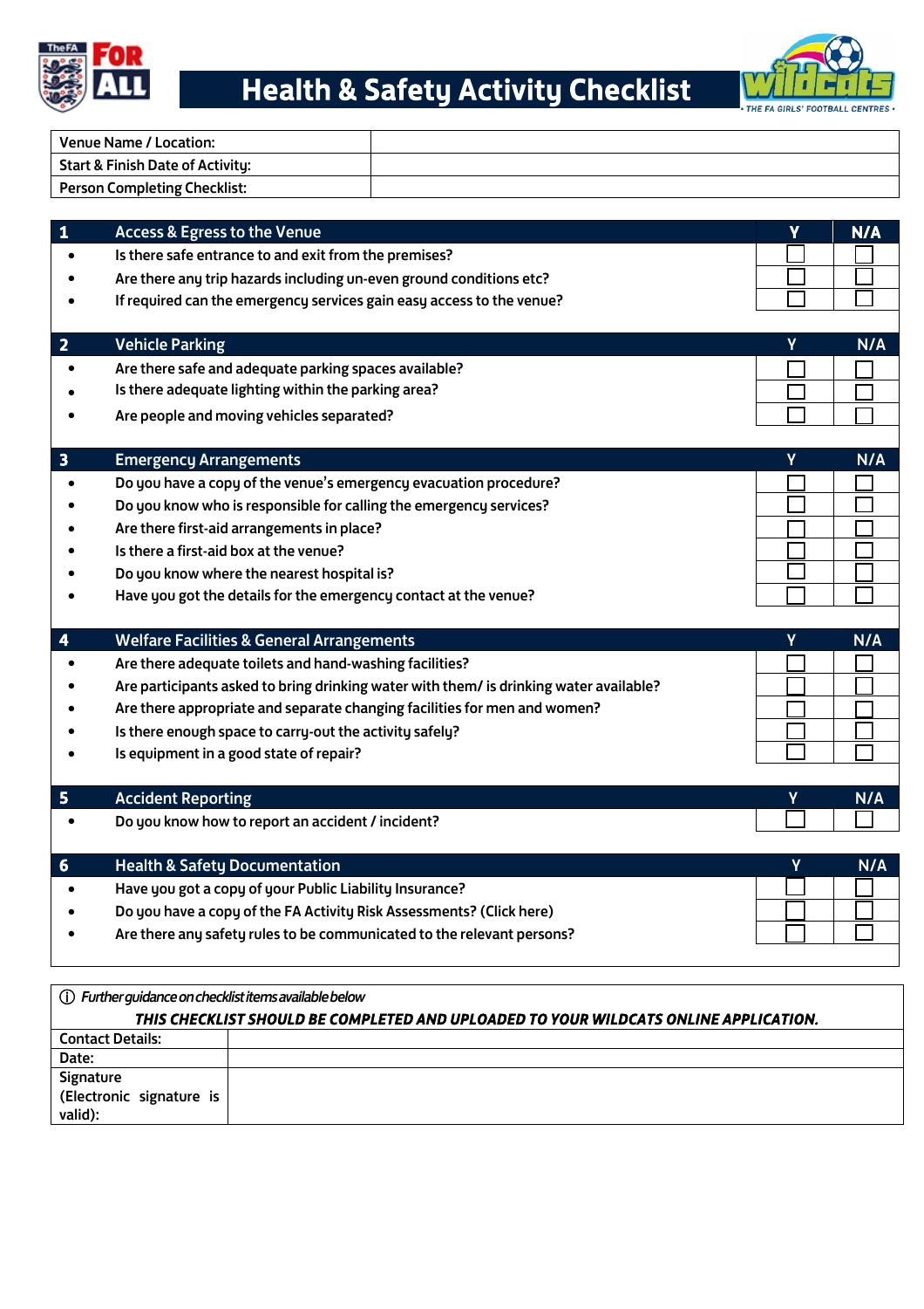# Health & Safety Activity Checklist

| Venue Name / Location: | |
|---|---|
| Start & Finish Date of Activity: | |
| Person Completing Checklist: | |

| 1 | Access & Egress to the Venue | Y | N/A |
|---|---|---|---|
| • | Is there safe entrance to and exit from the premises? | ☐ | ☐ |
| • | Are there any trip hazards including un-even ground conditions etc? | ☐ | ☐ |
| • | If required can the emergency services gain easy access to the venue? | ☐ | ☐ |

| 2 | Vehicle Parking | Y | N/A |
|---|---|---|---|
| • | Are there safe and adequate parking spaces available? | ☐ | ☐ |
| • | Is there adequate lighting within the parking area? | ☐ | ☐ |
| • | Are people and moving vehicles separated? | ☐ | ☐ |

| 3 | Emergency Arrangements | Y | N/A |
|---|---|---|---|
| • | Do you have a copy of the venue's emergency evacuation procedure? | ☐ | ☐ |
| • | Do you know who is responsible for calling the emergency services? | ☐ | ☐ |
| • | Are there first-aid arrangements in place? | ☐ | ☐ |
| • | Is there a first-aid box at the venue? | ☐ | ☐ |
| • | Do you know where the nearest hospital is? | ☐ | ☐ |
| • | Have you got the details for the emergency contact at the venue? | ☐ | ☐ |

| 4 | Welfare Facilities & General Arrangements | Y | N/A |
|---|---|---|---|
| • | Are there adequate toilets and hand-washing facilities? | ☐ | ☐ |
| • | Are participants asked to bring drinking water with them/ is drinking water available? | ☐ | ☐ |
| • | Are there appropriate and separate changing facilities for men and women? | ☐ | ☐ |
| • | Is there enough space to carry-out the activity safely? | ☐ | ☐ |
| • | Is equipment in a good state of repair? | ☐ | ☐ |

| 5 | Accident Reporting | Y | N/A |
|---|---|---|---|
| • | Do you know how to report an accident / incident? | ☐ | ☐ |

| 6 | Health & Safety Documentation | Y | N/A |
|---|---|---|---|
| • | Have you got a copy of your Public Liability Insurance? | ☐ | ☐ |
| • | Do you have a copy of the FA Activity Risk Assessments? (Click here) | ☐ | ☐ |
| • | Are there any safety rules to be communicated to the relevant persons? | ☐ | ☐ |

ⓘ *Further guidance on checklist items available below*

***THIS CHECKLIST SHOULD BE COMPLETED AND UPLOADED TO YOUR WILDCATS ONLINE APPLICATION.***

| Contact Details: | |
|---|---|
| Date: | |
| Signature (Electronic signature is valid): | |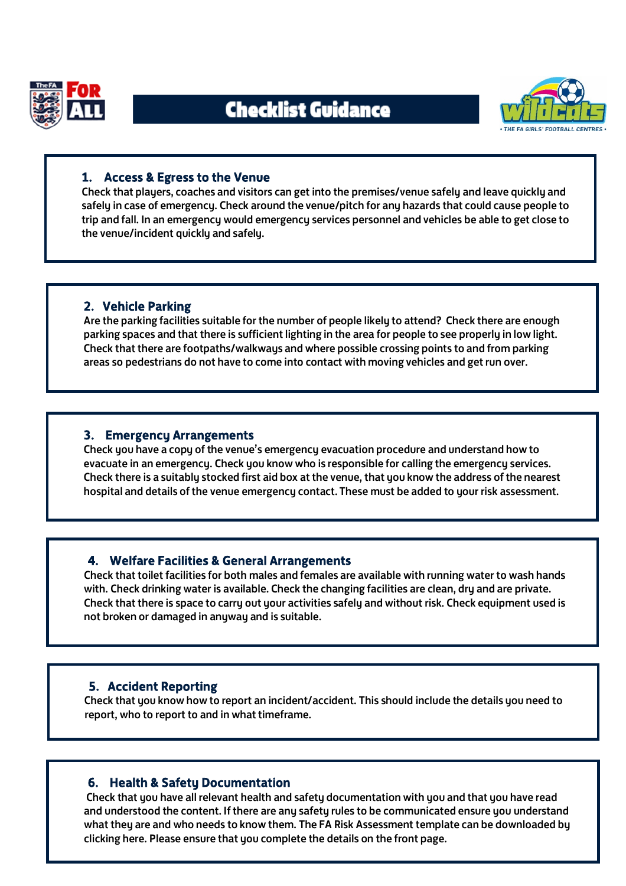# Checklist Guidance

## 1. Access & Egress to the Venue

Check that players, coaches and visitors can get into the premises/venue safely and leave quickly and safely in case of emergency. Check around the venue/pitch for any hazards that could cause people to trip and fall. In an emergency would emergency services personnel and vehicles be able to get close to the venue/incident quickly and safely.

## 2. Vehicle Parking

Are the parking facilities suitable for the number of people likely to attend? Check there are enough parking spaces and that there is sufficient lighting in the area for people to see properly in low light. Check that there are footpaths/walkways and where possible crossing points to and from parking areas so pedestrians do not have to come into contact with moving vehicles and get run over.

## 3. Emergency Arrangements

Check you have a copy of the venue's emergency evacuation procedure and understand how to evacuate in an emergency. Check you know who is responsible for calling the emergency services. Check there is a suitably stocked first aid box at the venue, that you know the address of the nearest hospital and details of the venue emergency contact. These must be added to your risk assessment.

## 4. Welfare Facilities & General Arrangements

Check that toilet facilities for both males and females are available with running water to wash hands with. Check drinking water is available. Check the changing facilities are clean, dry and are private. Check that there is space to carry out your activities safely and without risk. Check equipment used is not broken or damaged in anyway and is suitable.

## 5. Accident Reporting

Check that you know how to report an incident/accident. This should include the details you need to report, who to report to and in what timeframe.

## 6. Health & Safety Documentation

Check that you have all relevant health and safety documentation with you and that you have read and understood the content. If there are any safety rules to be communicated ensure you understand what they are and who needs to know them. The FA Risk Assessment template can be downloaded by clicking here. Please ensure that you complete the details on the front page.